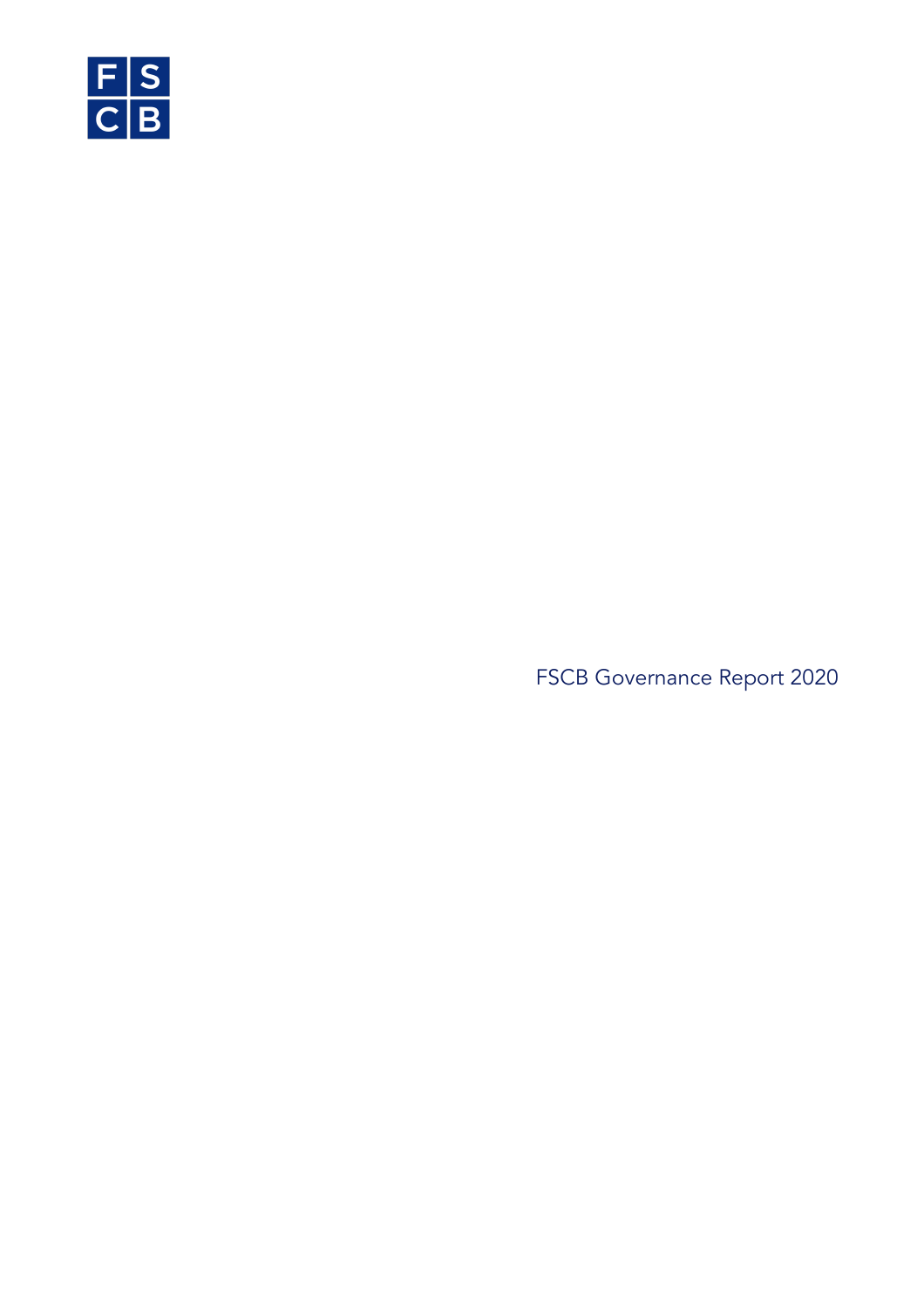F S
C B

# FSCB Governance Report 2020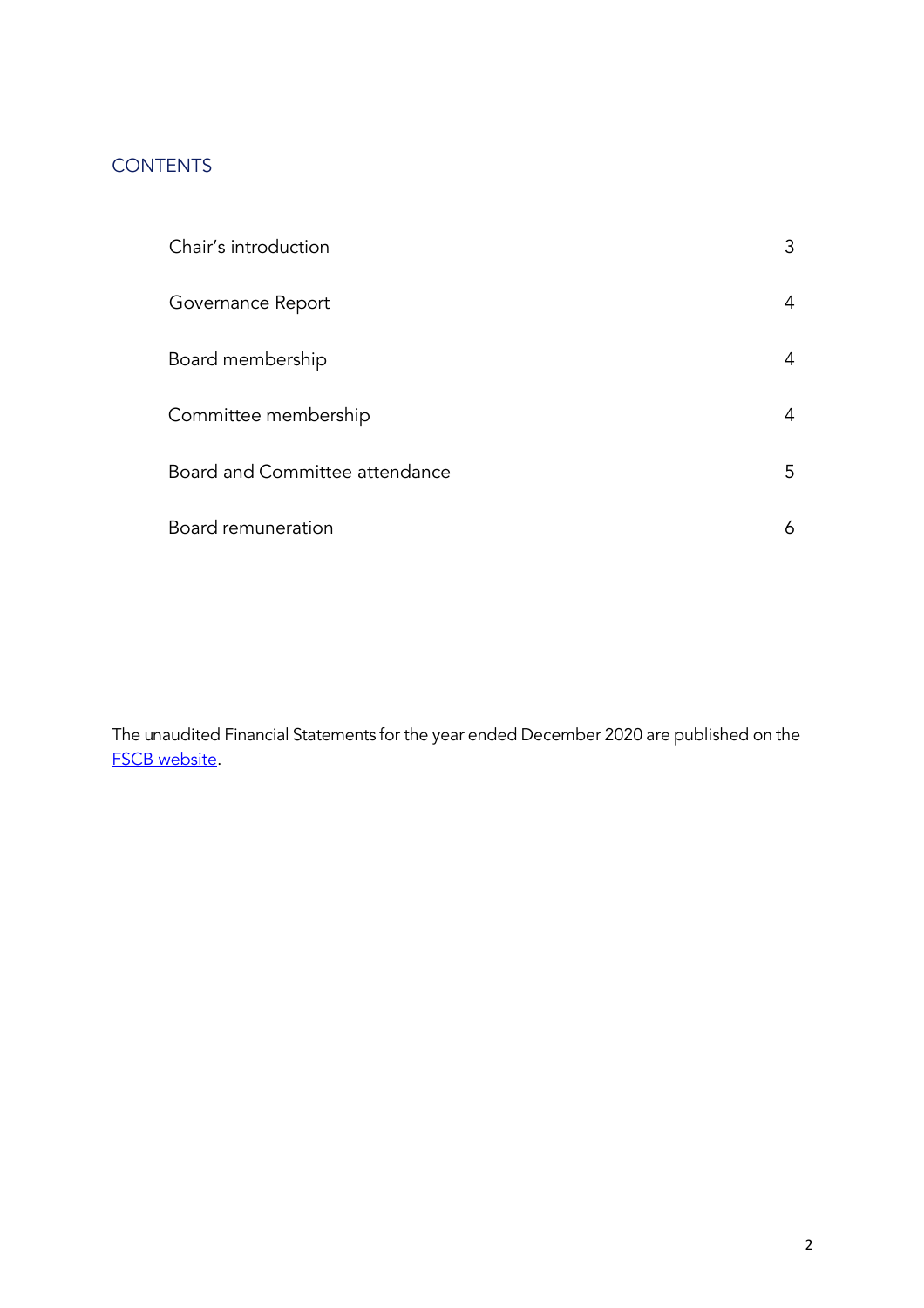## CONTENTS

| | |
|---|---|
| Chair's introduction | 3 |
| Governance Report | 4 |
| Board membership | 4 |
| Committee membership | 4 |
| Board and Committee attendance | 5 |
| Board remuneration | 6 |

The unaudited Financial Statements for the year ended December 2020 are published on the FSCB website.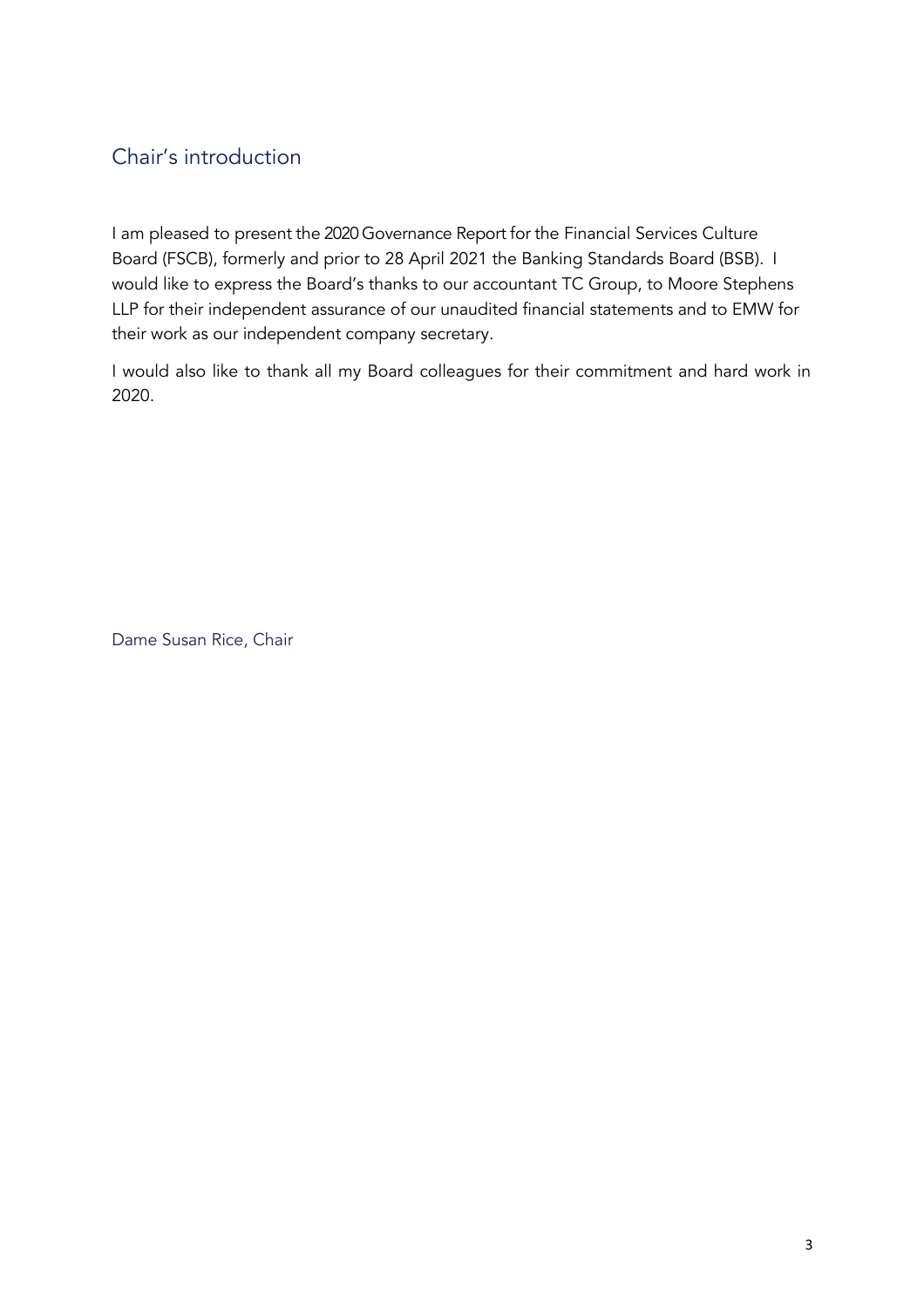## Chair's introduction

I am pleased to present the 2020 Governance Report for the Financial Services Culture Board (FSCB), formerly and prior to 28 April 2021 the Banking Standards Board (BSB). I would like to express the Board's thanks to our accountant TC Group, to Moore Stephens LLP for their independent assurance of our unaudited financial statements and to EMW for their work as our independent company secretary.

I would also like to thank all my Board colleagues for their commitment and hard work in 2020.

Dame Susan Rice, Chair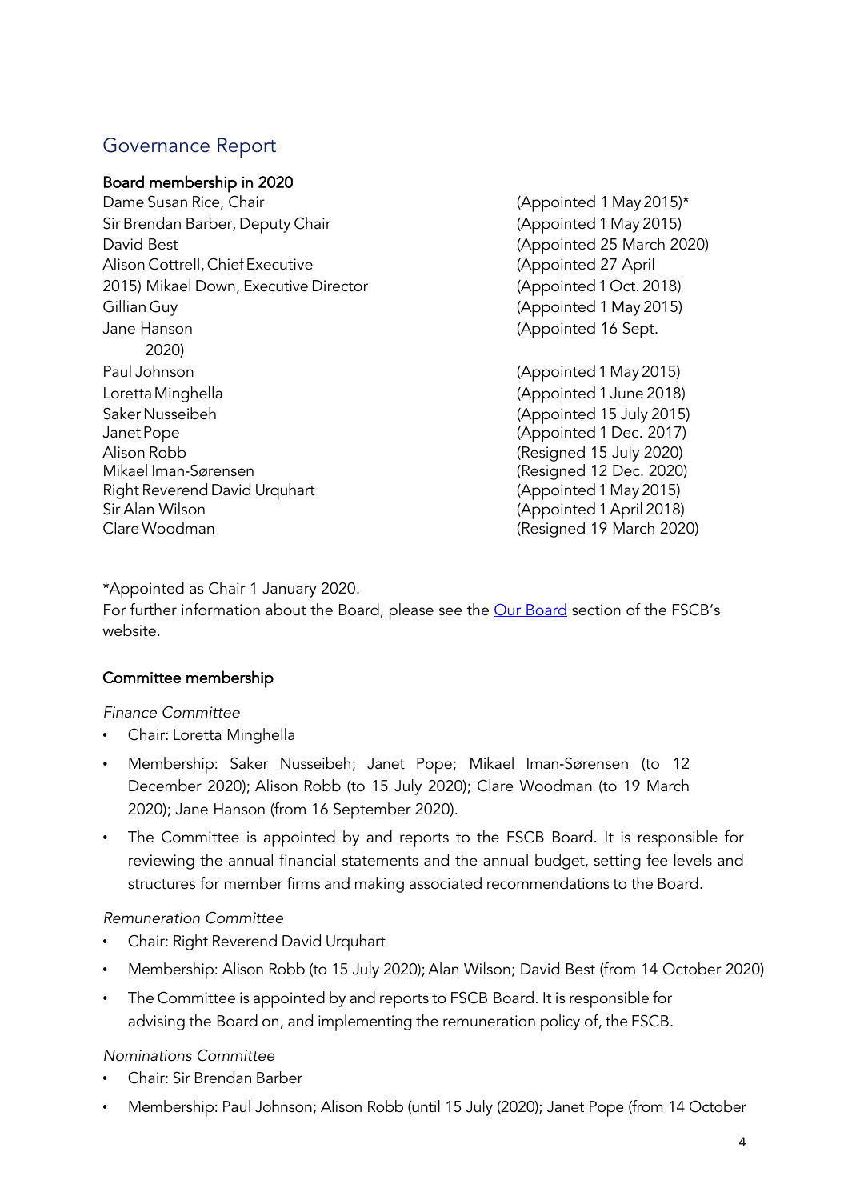## Governance Report

### Board membership in 2020

Dame Susan Rice, Chair (Appointed 1 May 2015)*
Sir Brendan Barber, Deputy Chair (Appointed 1 May 2015)
David Best (Appointed 25 March 2020)
Alison Cottrell, Chief Executive (Appointed 27 April 2015)
Mikael Down, Executive Director (Appointed 1 Oct. 2018)
Gillian Guy (Appointed 1 May 2015)
Jane Hanson (Appointed 16 Sept. 2020)
Paul Johnson (Appointed 1 May 2015)
Loretta Minghella (Appointed 1 June 2018)
Saker Nusseibeh (Appointed 15 July 2015)
Janet Pope (Appointed 1 Dec. 2017)
Alison Robb (Resigned 15 July 2020)
Mikael Iman-Sørensen (Resigned 12 Dec. 2020)
Right Reverend David Urquhart (Appointed 1 May 2015)
Sir Alan Wilson (Appointed 1 April 2018)
Clare Woodman (Resigned 19 March 2020)

*Appointed as Chair 1 January 2020.

For further information about the Board, please see the Our Board section of the FSCB's website.

### Committee membership

*Finance Committee*

- Chair: Loretta Minghella
- Membership: Saker Nusseibeh; Janet Pope; Mikael Iman-Sørensen (to 12 December 2020); Alison Robb (to 15 July 2020); Clare Woodman (to 19 March 2020); Jane Hanson (from 16 September 2020).
- The Committee is appointed by and reports to the FSCB Board. It is responsible for reviewing the annual financial statements and the annual budget, setting fee levels and structures for member firms and making associated recommendations to the Board.

*Remuneration Committee*

- Chair: Right Reverend David Urquhart
- Membership: Alison Robb (to 15 July 2020); Alan Wilson; David Best (from 14 October 2020)
- The Committee is appointed by and reports to FSCB Board. It is responsible for advising the Board on, and implementing the remuneration policy of, the FSCB.

*Nominations Committee*

- Chair: Sir Brendan Barber
- Membership: Paul Johnson; Alison Robb (until 15 July (2020); Janet Pope (from 14 October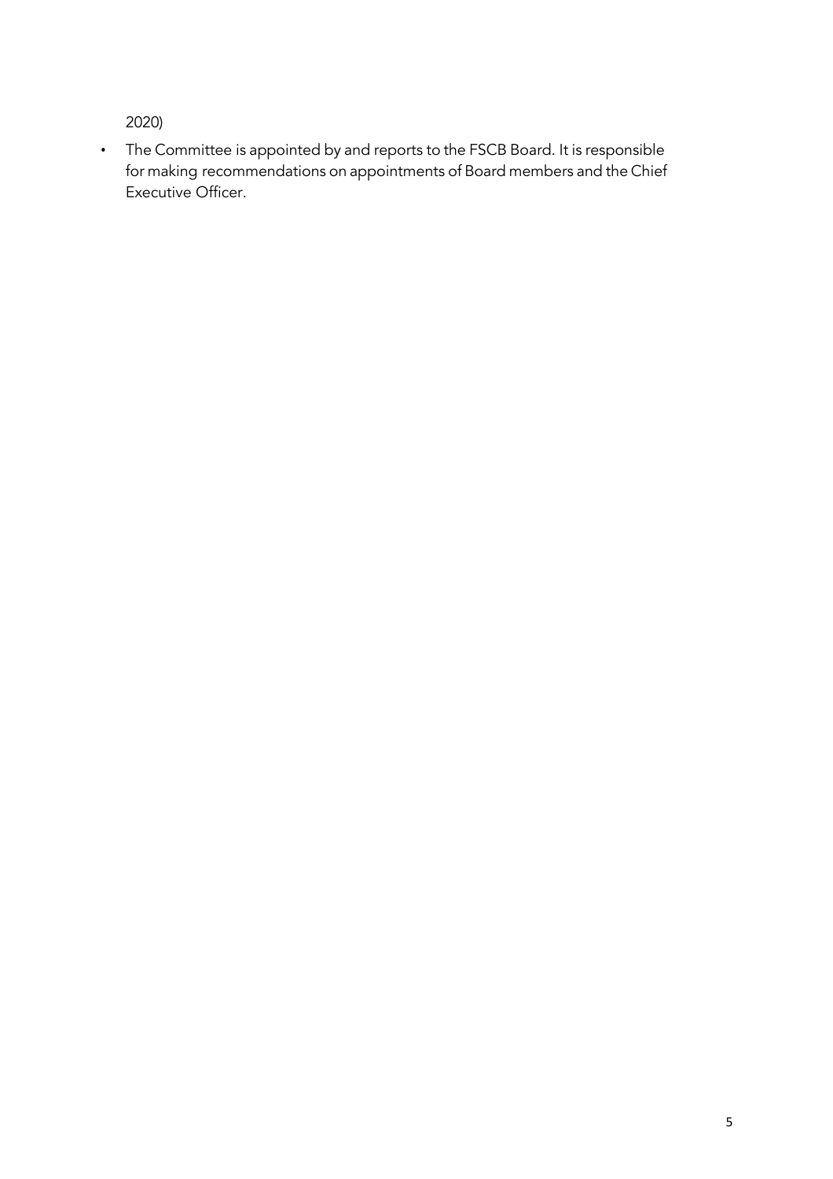2020)

- The Committee is appointed by and reports to the FSCB Board. It is responsible for making recommendations on appointments of Board members and the Chief Executive Officer.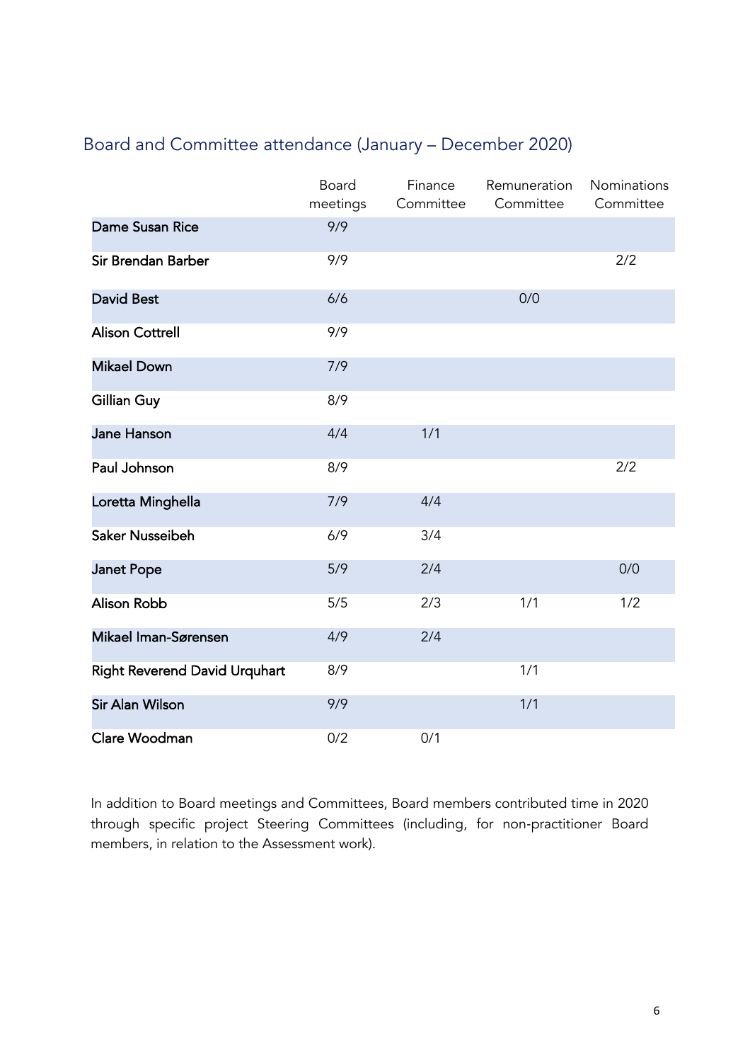## Board and Committee attendance (January – December 2020)

| | Board meetings | Finance Committee | Remuneration Committee | Nominations Committee |
|---|---|---|---|---|
| Dame Susan Rice | 9/9 | | | |
| Sir Brendan Barber | 9/9 | | | 2/2 |
| David Best | 6/6 | | 0/0 | |
| Alison Cottrell | 9/9 | | | |
| Mikael Down | 7/9 | | | |
| Gillian Guy | 8/9 | | | |
| Jane Hanson | 4/4 | 1/1 | | |
| Paul Johnson | 8/9 | | | 2/2 |
| Loretta Minghella | 7/9 | 4/4 | | |
| Saker Nusseibeh | 6/9 | 3/4 | | |
| Janet Pope | 5/9 | 2/4 | | 0/0 |
| Alison Robb | 5/5 | 2/3 | 1/1 | 1/2 |
| Mikael Iman-Sørensen | 4/9 | 2/4 | | |
| Right Reverend David Urquhart | 8/9 | | 1/1 | |
| Sir Alan Wilson | 9/9 | | 1/1 | |
| Clare Woodman | 0/2 | 0/1 | | |

In addition to Board meetings and Committees, Board members contributed time in 2020 through specific project Steering Committees (including, for non-practitioner Board members, in relation to the Assessment work).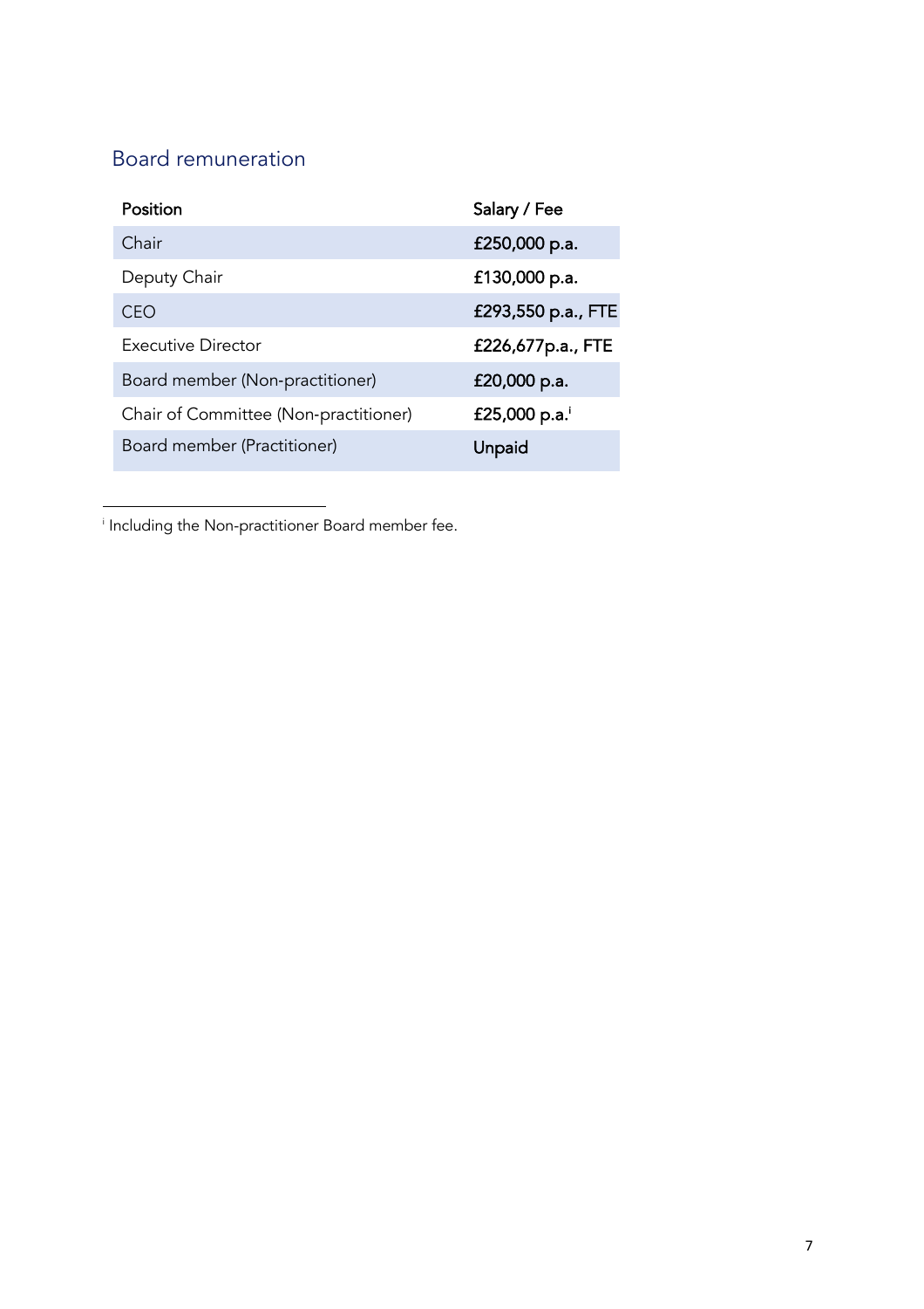## Board remuneration

| Position | Salary / Fee |
|---|---|
| Chair | **£250,000 p.a.** |
| Deputy Chair | **£130,000 p.a.** |
| CEO | **£293,550 p.a., FTE** |
| Executive Director | **£226,677p.a., FTE** |
| Board member (Non-practitioner) | **£20,000 p.a.** |
| Chair of Committee (Non-practitioner) | **£25,000 p.a.**[i] |
| Board member (Practitioner) | **Unpaid** |

[i] Including the Non-practitioner Board member fee.